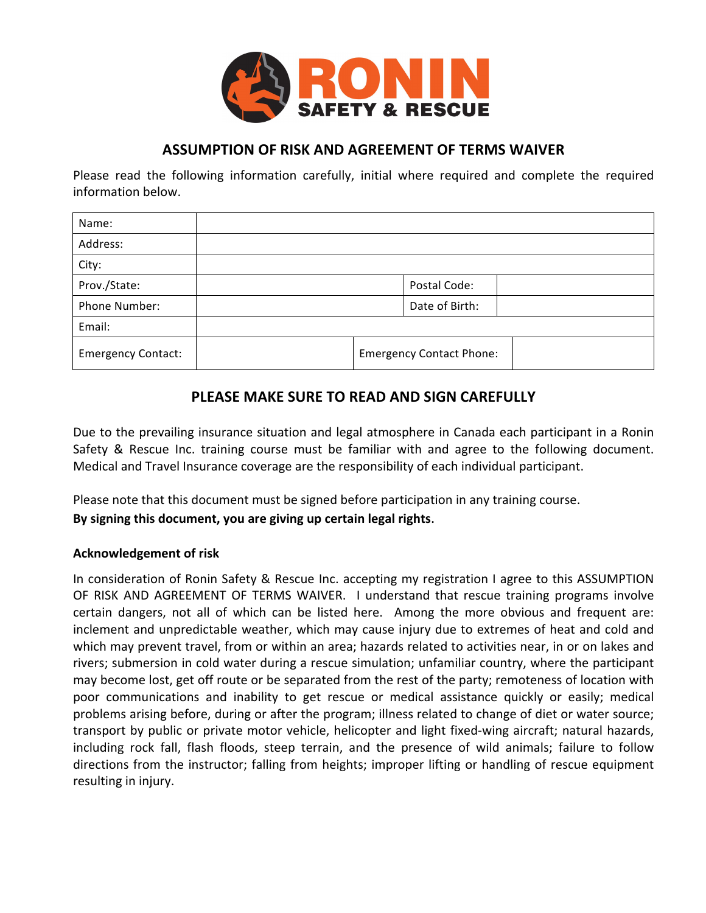RONIN SAFETY & RESCUE

## ASSUMPTION OF RISK AND AGREEMENT OF TERMS WAIVER

Please read the following information carefully, initial where required and complete the required information below.

| Name: | | | |
|---|---|---|---|
| Address: | | | |
| City: | | | |
| Prov./State: | | Postal Code: | |
| Phone Number: | | Date of Birth: | |
| Email: | | | |
| Emergency Contact: | | Emergency Contact Phone: | |

## PLEASE MAKE SURE TO READ AND SIGN CAREFULLY

Due to the prevailing insurance situation and legal atmosphere in Canada each participant in a Ronin Safety & Rescue Inc. training course must be familiar with and agree to the following document. Medical and Travel Insurance coverage are the responsibility of each individual participant.

Please note that this document must be signed before participation in any training course.
**By signing this document, you are giving up certain legal rights**.

**Acknowledgement of risk**

In consideration of Ronin Safety & Rescue Inc. accepting my registration I agree to this ASSUMPTION OF RISK AND AGREEMENT OF TERMS WAIVER. I understand that rescue training programs involve certain dangers, not all of which can be listed here. Among the more obvious and frequent are: inclement and unpredictable weather, which may cause injury due to extremes of heat and cold and which may prevent travel, from or within an area; hazards related to activities near, in or on lakes and rivers; submersion in cold water during a rescue simulation; unfamiliar country, where the participant may become lost, get off route or be separated from the rest of the party; remoteness of location with poor communications and inability to get rescue or medical assistance quickly or easily; medical problems arising before, during or after the program; illness related to change of diet or water source; transport by public or private motor vehicle, helicopter and light fixed-wing aircraft; natural hazards, including rock fall, flash floods, steep terrain, and the presence of wild animals; failure to follow directions from the instructor; falling from heights; improper lifting or handling of rescue equipment resulting in injury.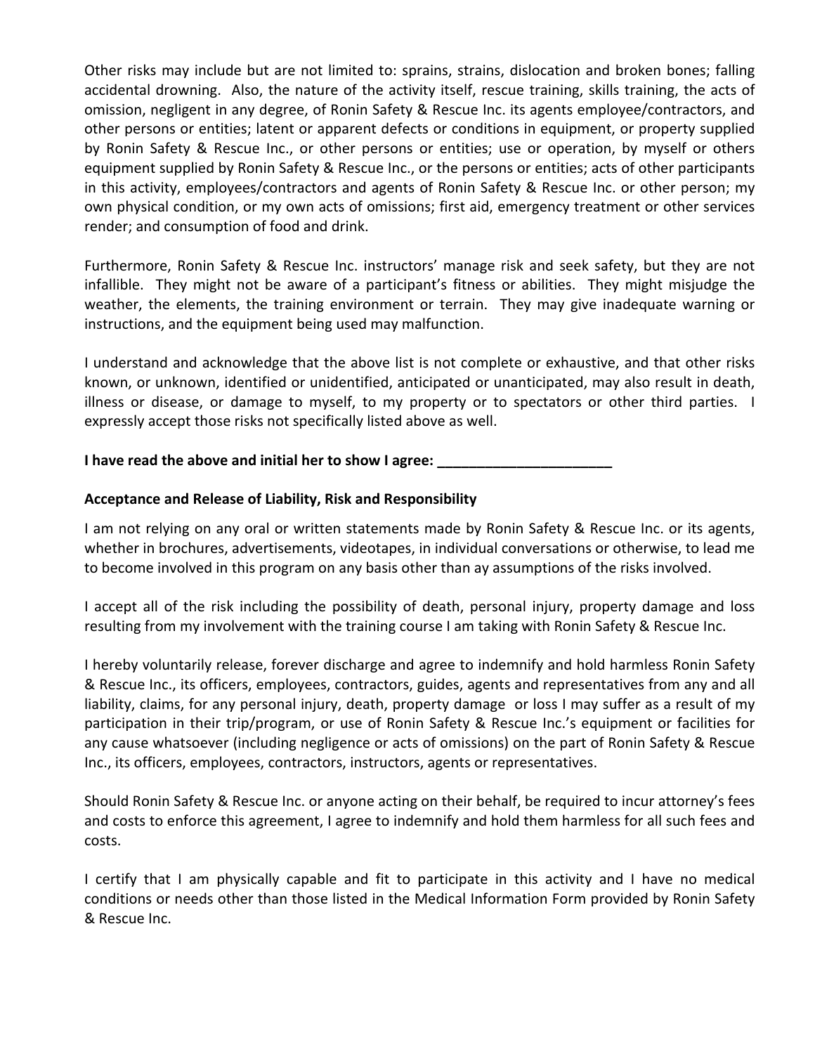Other risks may include but are not limited to: sprains, strains, dislocation and broken bones; falling accidental drowning. Also, the nature of the activity itself, rescue training, skills training, the acts of omission, negligent in any degree, of Ronin Safety & Rescue Inc. its agents employee/contractors, and other persons or entities; latent or apparent defects or conditions in equipment, or property supplied by Ronin Safety & Rescue Inc., or other persons or entities; use or operation, by myself or others equipment supplied by Ronin Safety & Rescue Inc., or the persons or entities; acts of other participants in this activity, employees/contractors and agents of Ronin Safety & Rescue Inc. or other person; my own physical condition, or my own acts of omissions; first aid, emergency treatment or other services render; and consumption of food and drink.

Furthermore, Ronin Safety & Rescue Inc. instructors' manage risk and seek safety, but they are not infallible. They might not be aware of a participant's fitness or abilities. They might misjudge the weather, the elements, the training environment or terrain. They may give inadequate warning or instructions, and the equipment being used may malfunction.

I understand and acknowledge that the above list is not complete or exhaustive, and that other risks known, or unknown, identified or unidentified, anticipated or unanticipated, may also result in death, illness or disease, or damage to myself, to my property or to spectators or other third parties. I expressly accept those risks not specifically listed above as well.

**I have read the above and initial her to show I agree: ______________________**

**Acceptance and Release of Liability, Risk and Responsibility**

I am not relying on any oral or written statements made by Ronin Safety & Rescue Inc. or its agents, whether in brochures, advertisements, videotapes, in individual conversations or otherwise, to lead me to become involved in this program on any basis other than ay assumptions of the risks involved.

I accept all of the risk including the possibility of death, personal injury, property damage and loss resulting from my involvement with the training course I am taking with Ronin Safety & Rescue Inc.

I hereby voluntarily release, forever discharge and agree to indemnify and hold harmless Ronin Safety & Rescue Inc., its officers, employees, contractors, guides, agents and representatives from any and all liability, claims, for any personal injury, death, property damage or loss I may suffer as a result of my participation in their trip/program, or use of Ronin Safety & Rescue Inc.'s equipment or facilities for any cause whatsoever (including negligence or acts of omissions) on the part of Ronin Safety & Rescue Inc., its officers, employees, contractors, instructors, agents or representatives.

Should Ronin Safety & Rescue Inc. or anyone acting on their behalf, be required to incur attorney's fees and costs to enforce this agreement, I agree to indemnify and hold them harmless for all such fees and costs.

I certify that I am physically capable and fit to participate in this activity and I have no medical conditions or needs other than those listed in the Medical Information Form provided by Ronin Safety & Rescue Inc.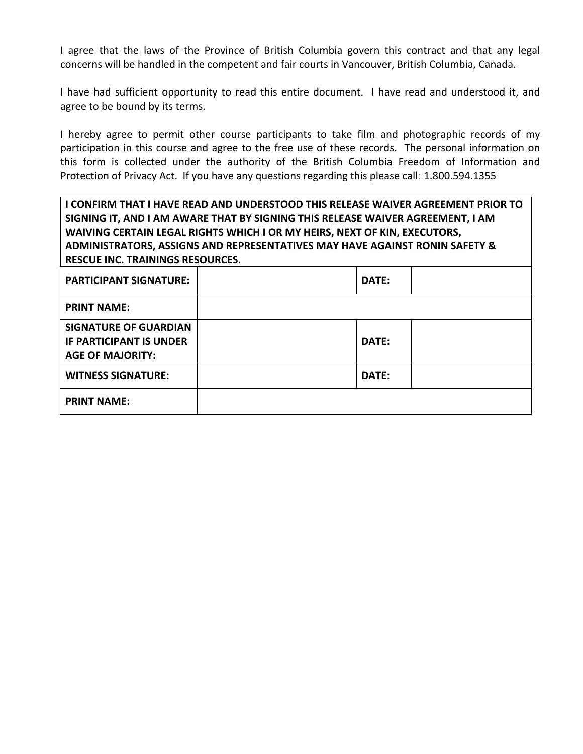I agree that the laws of the Province of British Columbia govern this contract and that any legal concerns will be handled in the competent and fair courts in Vancouver, British Columbia, Canada.

I have had sufficient opportunity to read this entire document. I have read and understood it, and agree to be bound by its terms.

I hereby agree to permit other course participants to take film and photographic records of my participation in this course and agree to the free use of these records. The personal information on this form is collected under the authority of the British Columbia Freedom of Information and Protection of Privacy Act. If you have any questions regarding this please call: 1.800.594.1355

| **I CONFIRM THAT I HAVE READ AND UNDERSTOOD THIS RELEASE WAIVER AGREEMENT PRIOR TO SIGNING IT, AND I AM AWARE THAT BY SIGNING THIS RELEASE WAIVER AGREEMENT, I AM WAIVING CERTAIN LEGAL RIGHTS WHICH I OR MY HEIRS, NEXT OF KIN, EXECUTORS, ADMINISTRATORS, ASSIGNS AND REPRESENTATIVES MAY HAVE AGAINST RONIN SAFETY & RESCUE INC. TRAININGS RESOURCES.** | | | |
|---|---|---|---|
| **PARTICIPANT SIGNATURE:** | | **DATE:** | |
| **PRINT NAME:** | | | |
| **SIGNATURE OF GUARDIAN IF PARTICIPANT IS UNDER AGE OF MAJORITY:** | | **DATE:** | |
| **WITNESS SIGNATURE:** | | **DATE:** | |
| **PRINT NAME:** | | | |